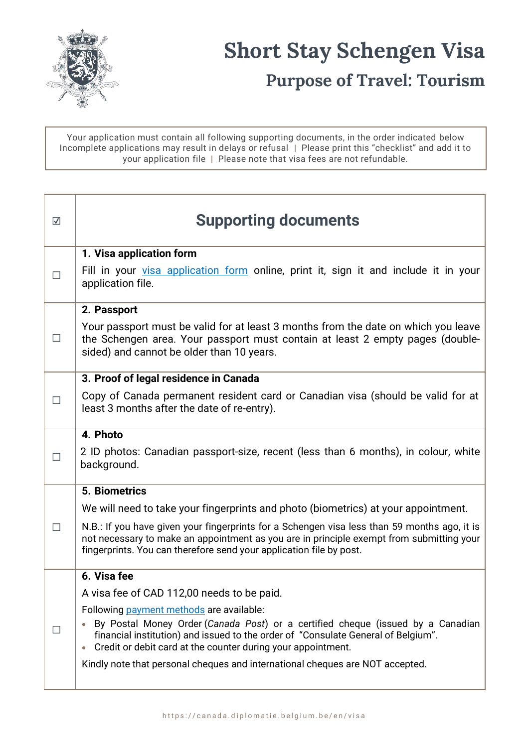# Short Stay Schengen Visa

## Purpose of Travel: Tourism

Your application must contain all following supporting documents, in the order indicated below
Incomplete applications may result in delays or refusal | Please print this "checklist" and add it to your application file | Please note that visa fees are not refundable.

| ☑ | Supporting documents |
|---|---|
| ☐ | **1. Visa application form**<br>Fill in your visa application form online, print it, sign it and include it in your application file. |
| ☐ | **2. Passport**<br>Your passport must be valid for at least 3 months from the date on which you leave the Schengen area. Your passport must contain at least 2 empty pages (double-sided) and cannot be older than 10 years. |
| ☐ | **3. Proof of legal residence in Canada**<br>Copy of Canada permanent resident card or Canadian visa (should be valid for at least 3 months after the date of re-entry). |
| ☐ | **4. Photo**<br>2 ID photos: Canadian passport-size, recent (less than 6 months), in colour, white background. |
| ☐ | **5. Biometrics**<br>We will need to take your fingerprints and photo (biometrics) at your appointment.<br>N.B.: If you have given your fingerprints for a Schengen visa less than 59 months ago, it is not necessary to make an appointment as you are in principle exempt from submitting your fingerprints. You can therefore send your application file by post. |
| ☐ | **6. Visa fee**<br>A visa fee of CAD 112,00 needs to be paid.<br>Following payment methods are available:<br>• By Postal Money Order (*Canada Post*) or a certified cheque (issued by a Canadian financial institution) and issued to the order of "Consulate General of Belgium".<br>• Credit or debit card at the counter during your appointment.<br>Kindly note that personal cheques and international cheques are NOT accepted. |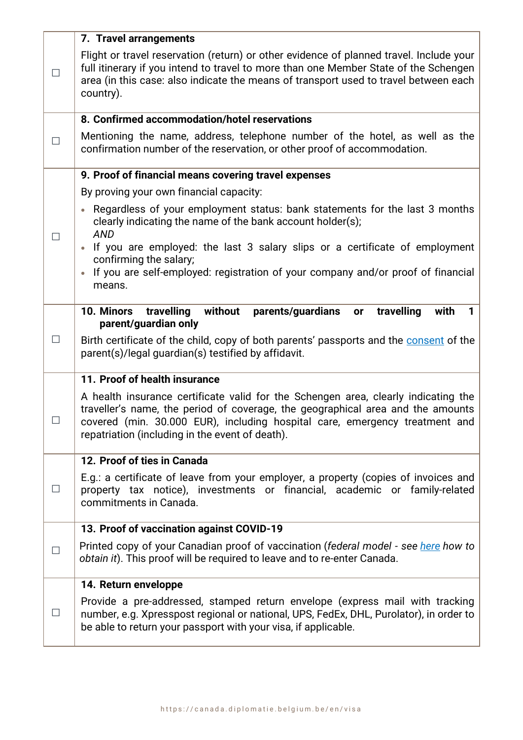| | |
|---|---|
| ☐ | **7. Travel arrangements**<br><br>Flight or travel reservation (return) or other evidence of planned travel. Include your full itinerary if you intend to travel to more than one Member State of the Schengen area (in this case: also indicate the means of transport used to travel between each country). |
| ☐ | **8. Confirmed accommodation/hotel reservations**<br><br>Mentioning the name, address, telephone number of the hotel, as well as the confirmation number of the reservation, or other proof of accommodation. |
| ☐ | **9. Proof of financial means covering travel expenses**<br><br>By proving your own financial capacity:<br><br>• Regardless of your employment status: bank statements for the last 3 months clearly indicating the name of the bank account holder(s);<br>*AND*<br>• If you are employed: the last 3 salary slips or a certificate of employment confirming the salary;<br>• If you are self-employed: registration of your company and/or proof of financial means. |
| ☐ | **10. Minors travelling without parents/guardians or travelling with 1 parent/guardian only**<br><br>Birth certificate of the child, copy of both parents' passports and the consent of the parent(s)/legal guardian(s) testified by affidavit. |
| ☐ | **11. Proof of health insurance**<br><br>A health insurance certificate valid for the Schengen area, clearly indicating the traveller's name, the period of coverage, the geographical area and the amounts covered (min. 30.000 EUR), including hospital care, emergency treatment and repatriation (including in the event of death). |
| ☐ | **12. Proof of ties in Canada**<br><br>E.g.: a certificate of leave from your employer, a property (copies of invoices and property tax notice), investments or financial, academic or family-related commitments in Canada. |
| ☐ | **13. Proof of vaccination against COVID-19**<br><br>Printed copy of your Canadian proof of vaccination (*federal model - see here how to obtain it*). This proof will be required to leave and to re-enter Canada. |
| ☐ | **14. Return enveloppe**<br><br>Provide a pre-addressed, stamped return envelope (express mail with tracking number, e.g. Xpresspost regional or national, UPS, FedEx, DHL, Purolator), in order to be able to return your passport with your visa, if applicable. |